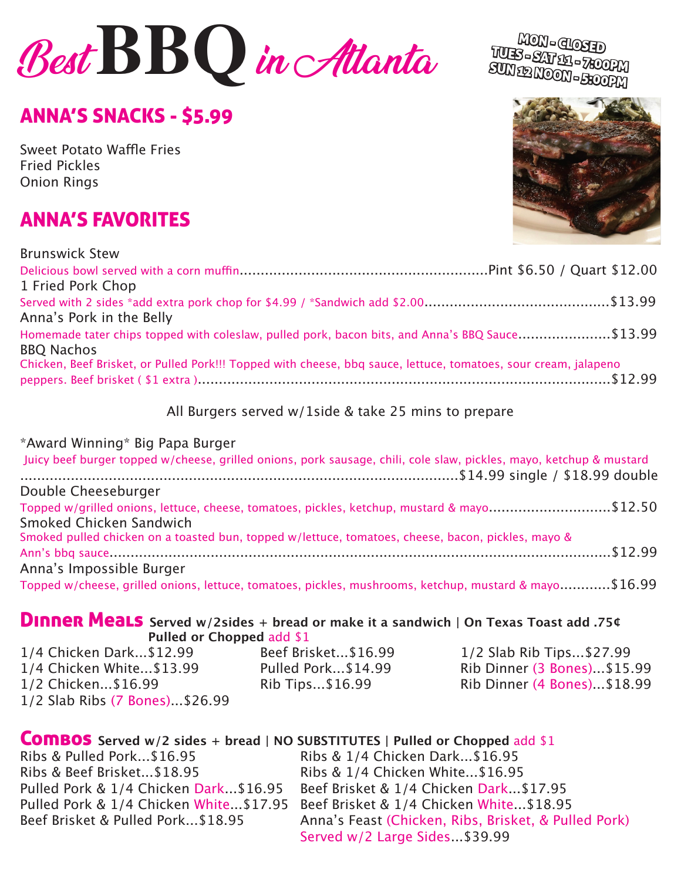# Best BBQ in Atlanta

MON - CLOSED
TUES - SAT 11 - 7:00PM
SUN 12 NOON - 5:00PM

## ANNA'S SNACKS - $5.99

Sweet Potato Waffle Fries
Fried Pickles
Onion Rings

## ANNA'S FAVORITES

Brunswick Stew
Delicious bowl served with a corn muffin...Pint $6.50 / Quart $12.00

1 Fried Pork Chop
Served with 2 sides *add extra pork chop for $4.99 / *Sandwich add $2.00...$13.99

Anna's Pork in the Belly
Homemade tater chips topped with coleslaw, pulled pork, bacon bits, and Anna's BBQ Sauce...$13.99

BBQ Nachos
Chicken, Beef Brisket, or Pulled Pork!!! Topped with cheese, bbq sauce, lettuce, tomatoes, sour cream, jalapeno peppers. Beef brisket ( $1 extra )...$12.99

All Burgers served w/1side & take 25 mins to prepare

*Award Winning* Big Papa Burger
Juicy beef burger topped w/cheese, grilled onions, pork sausage, chili, cole slaw, pickles, mayo, ketchup & mustard ...$14.99 single / $18.99 double

Double Cheeseburger
Topped w/grilled onions, lettuce, cheese, tomatoes, pickles, ketchup, mustard & mayo...$12.50

Smoked Chicken Sandwich
Smoked pulled chicken on a toasted bun, topped w/lettuce, tomatoes, cheese, bacon, pickles, mayo & Ann's bbq sauce...$12.99

Anna's Impossible Burger
Topped w/cheese, grilled onions, lettuce, tomatoes, pickles, mushrooms, ketchup, mustard & mayo...$16.99

## Dinner Meals

**Served w/2sides + bread or make it a sandwich | On Texas Toast add .75¢ Pulled or Chopped** add $1

1/4 Chicken Dark...$12.99
1/4 Chicken White...$13.99
1/2 Chicken...$16.99
1/2 Slab Ribs (7 Bones)...$26.99
Beef Brisket...$16.99
Pulled Pork...$14.99
Rib Tips...$16.99
1/2 Slab Rib Tips...$27.99
Rib Dinner (3 Bones)...$15.99
Rib Dinner (4 Bones)...$18.99

## Combos

**Served w/2 sides + bread | NO SUBSTITUTES | Pulled or Chopped** add $1

Ribs & Pulled Pork...$16.95
Ribs & Beef Brisket...$18.95
Pulled Pork & 1/4 Chicken Dark...$16.95
Pulled Pork & 1/4 Chicken White...$17.95
Beef Brisket & Pulled Pork...$18.95
Ribs & 1/4 Chicken Dark...$16.95
Ribs & 1/4 Chicken White...$16.95
Beef Brisket & 1/4 Chicken Dark...$17.95
Beef Brisket & 1/4 Chicken White...$18.95
Anna's Feast (Chicken, Ribs, Brisket, & Pulled Pork) Served w/2 Large Sides...$39.99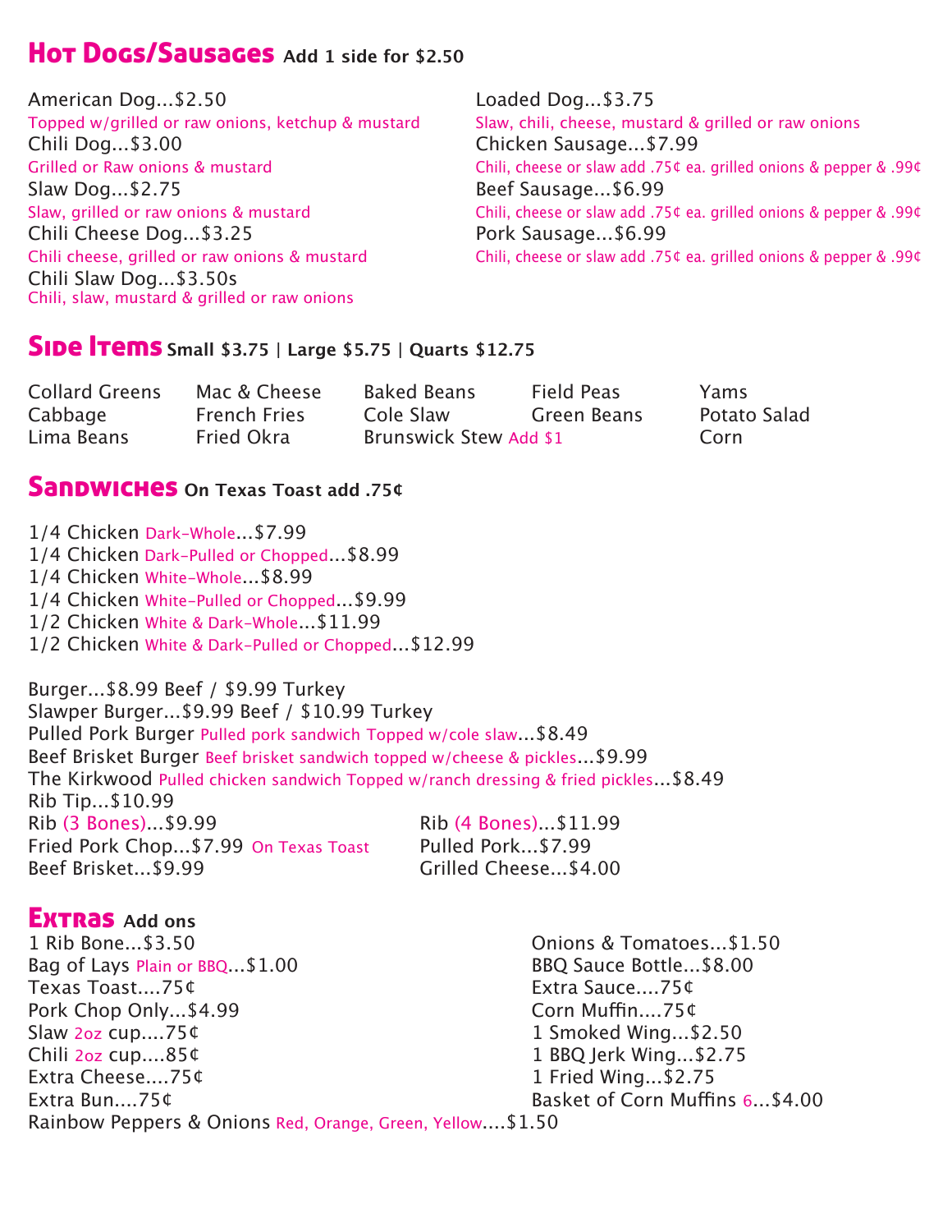## Hot Dogs/Sausages **Add 1 side for $2.50**

American Dog...$2.50
Topped w/grilled or raw onions, ketchup & mustard

Chili Dog...$3.00
Grilled or Raw onions & mustard

Slaw Dog...$2.75
Slaw, grilled or raw onions & mustard

Chili Cheese Dog...$3.25
Chili cheese, grilled or raw onions & mustard

Chili Slaw Dog...$3.50s
Chili, slaw, mustard & grilled or raw onions

Loaded Dog...$3.75
Slaw, chili, cheese, mustard & grilled or raw onions

Chicken Sausage...$7.99
Chili, cheese or slaw add .75¢ ea. grilled onions & pepper & .99¢

Beef Sausage...$6.99
Chili, cheese or slaw add .75¢ ea. grilled onions & pepper & .99¢

Pork Sausage...$6.99
Chili, cheese or slaw add .75¢ ea. grilled onions & pepper & .99¢

## Side Items **Small $3.75 | Large $5.75 | Quarts $12.75**

| | | | | |
|---|---|---|---|---|
| Collard Greens | Mac & Cheese | Baked Beans | Field Peas | Yams |
| Cabbage | French Fries | Cole Slaw | Green Beans | Potato Salad |
| Lima Beans | Fried Okra | Brunswick Stew Add $1 | | Corn |

## Sandwiches **On Texas Toast add .75¢**

1/4 Chicken Dark-Whole...$7.99
1/4 Chicken Dark-Pulled or Chopped...$8.99
1/4 Chicken White-Whole...$8.99
1/4 Chicken White-Pulled or Chopped...$9.99
1/2 Chicken White & Dark-Whole...$11.99
1/2 Chicken White & Dark-Pulled or Chopped...$12.99

Burger...$8.99 Beef / $9.99 Turkey
Slawper Burger...$9.99 Beef / $10.99 Turkey
Pulled Pork Burger Pulled pork sandwich Topped w/cole slaw...$8.49
Beef Brisket Burger Beef brisket sandwich topped w/cheese & pickles...$9.99
The Kirkwood Pulled chicken sandwich Topped w/ranch dressing & fried pickles...$8.49
Rib Tip...$10.99
Rib (3 Bones)...$9.99
Fried Pork Chop...$7.99 On Texas Toast
Beef Brisket...$9.99
Rib (4 Bones)...$11.99
Pulled Pork...$7.99
Grilled Cheese...$4.00

## Extras **Add ons**

1 Rib Bone...$3.50
Bag of Lays Plain or BBQ...$1.00
Texas Toast....75¢
Pork Chop Only...$4.99
Slaw 2oz cup....75¢
Chili 2oz cup....85¢
Extra Cheese....75¢
Extra Bun....75¢
Rainbow Peppers & Onions Red, Orange, Green, Yellow....$1.50
Onions & Tomatoes...$1.50
BBQ Sauce Bottle...$8.00
Extra Sauce....75¢
Corn Muffin....75¢
1 Smoked Wing...$2.50
1 BBQ Jerk Wing...$2.75
1 Fried Wing...$2.75
Basket of Corn Muffins 6...$4.00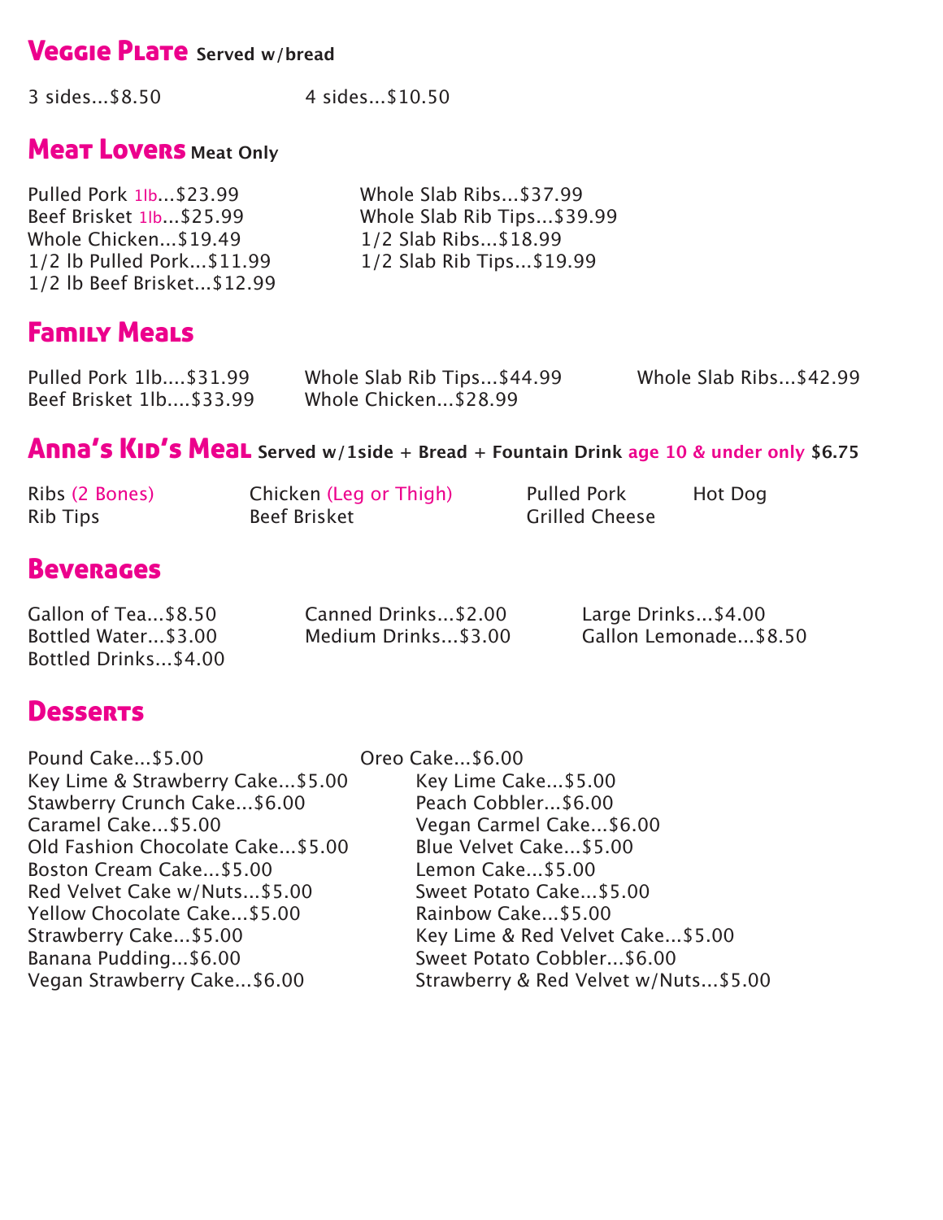## Veggie Plate **Served w/bread**

3 sides...$8.50

4 sides...$10.50

## Meat Lovers **Meat Only**

Pulled Pork 1lb...$23.99
Beef Brisket 1lb...$25.99
Whole Chicken...$19.49
1/2 lb Pulled Pork...$11.99
1/2 lb Beef Brisket...$12.99
Whole Slab Ribs...$37.99
Whole Slab Rib Tips...$39.99
1/2 Slab Ribs...$18.99
1/2 Slab Rib Tips...$19.99

## Family Meals

Pulled Pork 1lb....$31.99
Beef Brisket 1lb....$33.99
Whole Slab Rib Tips...$44.99
Whole Chicken...$28.99
Whole Slab Ribs...$42.99

## Anna's Kid's Meal **Served w/1side + Bread + Fountain Drink age 10 & under only $6.75**

Ribs (2 Bones)
Rib Tips
Chicken (Leg or Thigh)
Beef Brisket
Pulled Pork
Grilled Cheese
Hot Dog

## Beverages

Gallon of Tea...$8.50
Bottled Water...$3.00
Bottled Drinks...$4.00
Canned Drinks...$2.00
Medium Drinks...$3.00
Large Drinks...$4.00
Gallon Lemonade...$8.50

## Desserts

Pound Cake...$5.00
Key Lime & Strawberry Cake...$5.00
Stawberry Crunch Cake...$6.00
Caramel Cake...$5.00
Old Fashion Chocolate Cake...$5.00
Boston Cream Cake...$5.00
Red Velvet Cake w/Nuts...$5.00
Yellow Chocolate Cake...$5.00
Strawberry Cake...$5.00
Banana Pudding...$6.00
Vegan Strawberry Cake...$6.00
Oreo Cake...$6.00
Key Lime Cake...$5.00
Peach Cobbler...$6.00
Vegan Carmel Cake...$6.00
Blue Velvet Cake...$5.00
Lemon Cake...$5.00
Sweet Potato Cake...$5.00
Rainbow Cake...$5.00
Key Lime & Red Velvet Cake...$5.00
Sweet Potato Cobbler...$6.00
Strawberry & Red Velvet w/Nuts...$5.00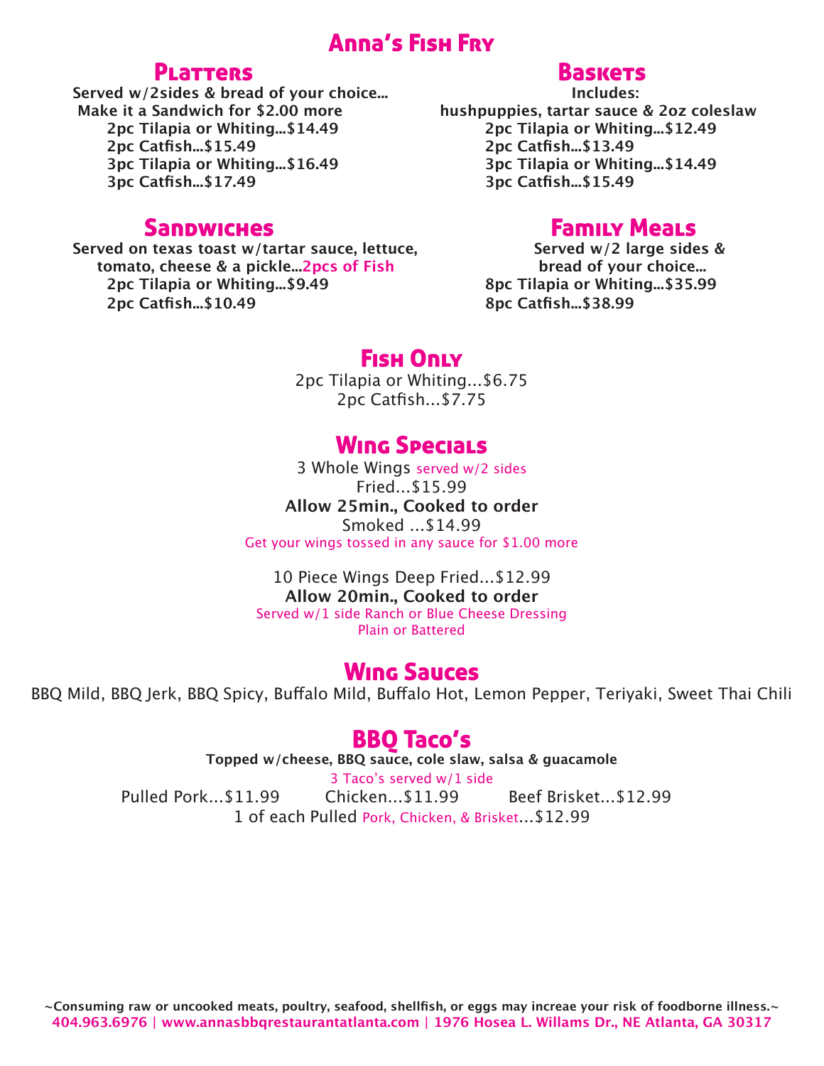# Anna's Fish Fry

## Platters

**Served w/2sides & bread of your choice...**
**Make it a Sandwich for $2.00 more**

**2pc Tilapia or Whiting...$14.49**
**2pc Catfish...$15.49**
**3pc Tilapia or Whiting...$16.49**
**3pc Catfish...$17.49**

## Baskets

**Includes:**
**hushpuppies, tartar sauce & 2oz coleslaw**

**2pc Tilapia or Whiting...$12.49**
**2pc Catfish...$13.49**
**3pc Tilapia or Whiting...$14.49**
**3pc Catfish...$15.49**

## Sandwiches

**Served on texas toast w/tartar sauce, lettuce, tomato, cheese & a pickle...2pcs of Fish**

**2pc Tilapia or Whiting...$9.49**
**2pc Catfish...$10.49**

## Family Meals

**Served w/2 large sides & bread of your choice...**

**8pc Tilapia or Whiting...$35.99**
**8pc Catfish...$38.99**

## Fish Only

2pc Tilapia or Whiting...$6.75
2pc Catfish...$7.75

## Wing Specials

3 Whole Wings served w/2 sides
Fried...$15.99
**Allow 25min., Cooked to order**
Smoked ...$14.99
Get your wings tossed in any sauce for $1.00 more

10 Piece Wings Deep Fried...$12.99
**Allow 20min., Cooked to order**
Served w/1 side Ranch or Blue Cheese Dressing
Plain or Battered

## Wing Sauces

BBQ Mild, BBQ Jerk, BBQ Spicy, Buffalo Mild, Buffalo Hot, Lemon Pepper, Teriyaki, Sweet Thai Chili

## BBQ Taco's

**Topped w/cheese, BBQ sauce, cole slaw, salsa & guacamole**

3 Taco's served w/1 side

Pulled Pork...$11.99 Chicken...$11.99 Beef Brisket...$12.99
1 of each Pulled Pork, Chicken, & Brisket...$12.99

**~Consuming raw or uncooked meats, poultry, seafood, shellfish, or eggs may increae your risk of foodborne illness.~**

**404.963.6976 | www.annasbbqrestaurantatlanta.com | 1976 Hosea L. Willams Dr., NE Atlanta, GA 30317**